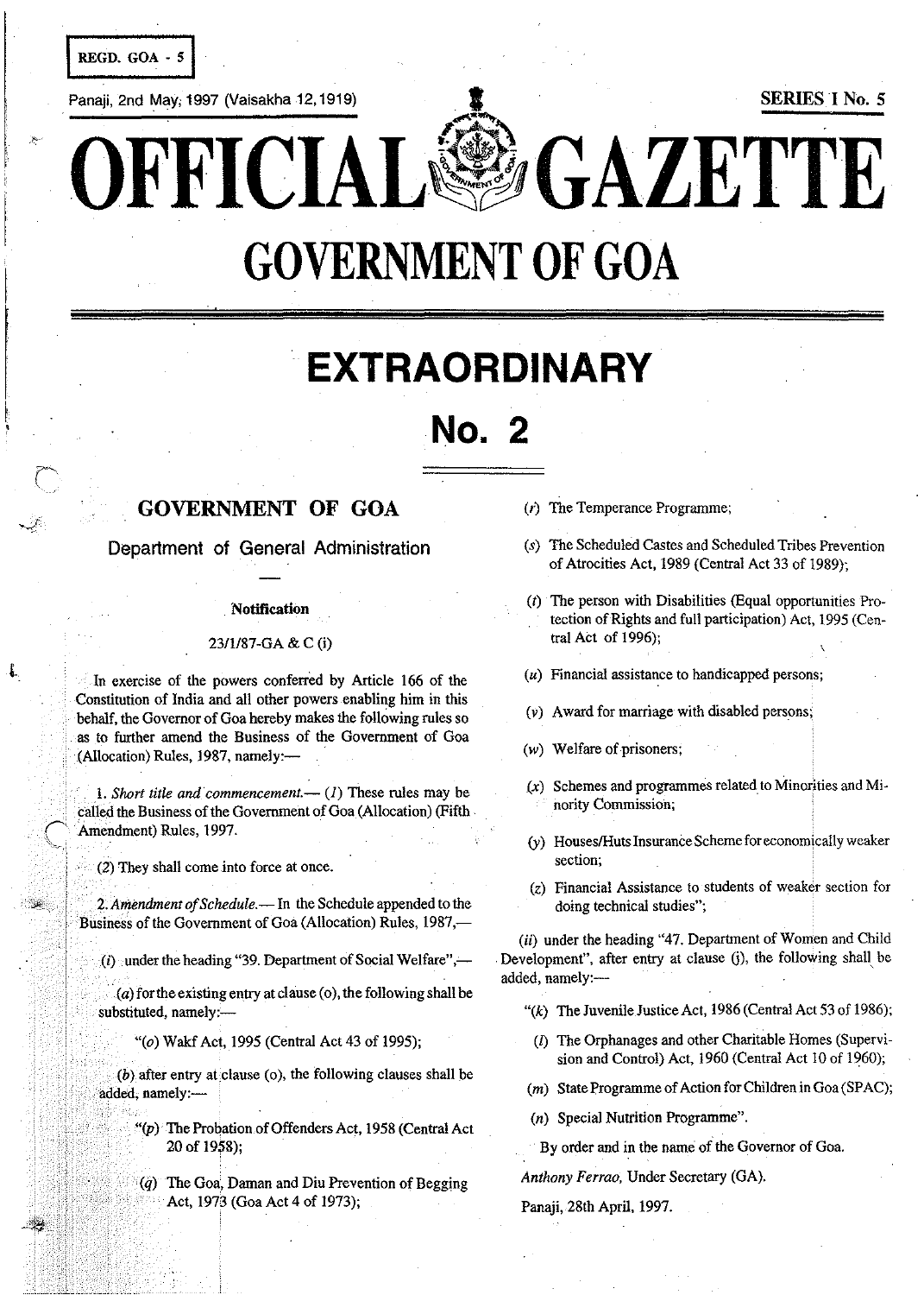REGD. GOA - 5

Panaji, 2nd May, 1997 (Vaisakha 12,1919)

SERIES I No. 5

# OFFICIAL GAZETTE

# GOVERNMENT OF GOA

# EXTRAORDINARY

# No. 2

## GOVERNMENT OF GOA

### Department of General Administration

**Notification**

23/1/87-GA & C (i)

In exercise of the powers conferred by Article 166 of the Constitution of India and all other powers enabling him in this behalf, the Governor of Goa hereby makes the following rules so as to further amend the Business of the Government of Goa (Allocation) Rules, 1987, namely:—

1. *Short title and commencement.*— (*1*) These rules may be called the Business of the Government of Goa (Allocation) (Fifth Amendment) Rules, 1997.

(*2*) They shall come into force at once.

2. *Amendment of Schedule.*— In the Schedule appended to the Business of the Government of Goa (Allocation) Rules, 1987,—

(*i*) under the heading "39. Department of Social Welfare",—

(*a*) for the existing entry at clause (o), the following shall be substituted, namely:—

"(*o*) Wakf Act, 1995 (Central Act 43 of 1995);

(*b*) after entry at clause (o), the following clauses shall be added, namely:—

"(*p*) The Probation of Offenders Act, 1958 (Central Act 20 of 1958);

(*q*) The Goa, Daman and Diu Prevention of Begging Act, 1973 (Goa Act 4 of 1973);

(*r*) The Temperance Programme;

(*s*) The Scheduled Castes and Scheduled Tribes Prevention of Atrocities Act, 1989 (Central Act 33 of 1989);

(*t*) The person with Disabilities (Equal opportunities Protection of Rights and full participation) Act, 1995 (Central Act of 1996);

(*u*) Financial assistance to handicapped persons;

(*v*) Award for marriage with disabled persons;

(*w*) Welfare of prisoners;

(*x*) Schemes and programmes related to Minorities and Minority Commission;

(*y*) Houses/Huts Insurance Scheme for economically weaker section;

(*z*) Financial Assistance to students of weaker section for doing technical studies";

(*ii*) under the heading "47. Department of Women and Child Development", after entry at clause (j), the following shall be added, namely:—

"(*k*) The Juvenile Justice Act, 1986 (Central Act 53 of 1986);

(*l*) The Orphanages and other Charitable Homes (Supervision and Control) Act, 1960 (Central Act 10 of 1960);

(*m*) State Programme of Action for Children in Goa (SPAC);

(*n*) Special Nutrition Programme".

By order and in the name of the Governor of Goa.

*Anthony Ferrao*, Under Secretary (GA).

Panaji, 28th April, 1997.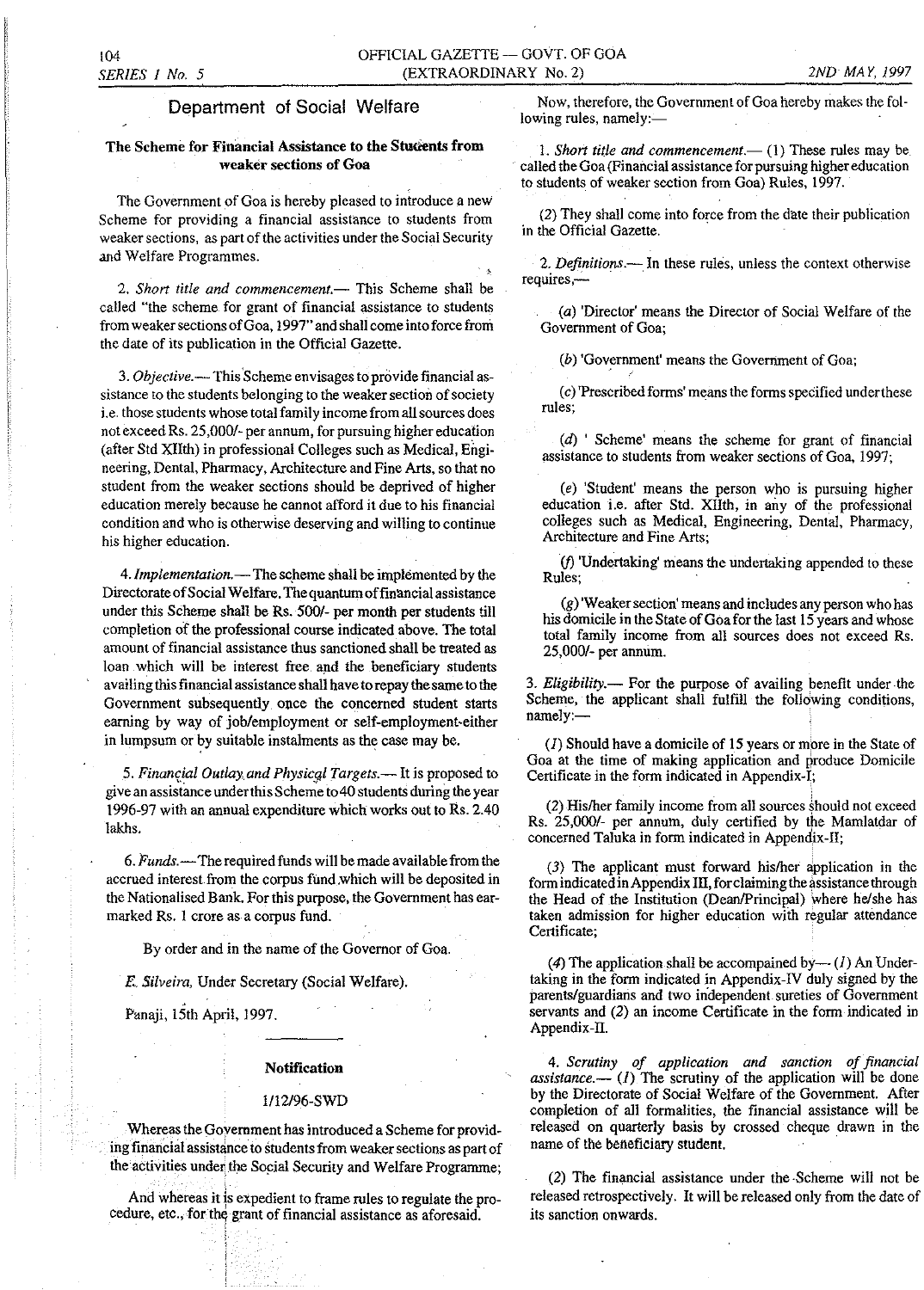## Department of Social Welfare

### The Scheme for Financial Assistance to the Students from weaker sections of Goa

The Government of Goa is hereby pleased to introduce a new Scheme for providing a financial assistance to students from weaker sections, as part of the activities under the Social Security and Welfare Programmes.

2. *Short title and commencement.*— This Scheme shall be called "the scheme for grant of financial assistance to students from weaker sections of Goa, 1997" and shall come into force from the date of its publication in the Official Gazette.

3. *Objective.*— This Scheme envisages to provide financial assistance to the students belonging to the weaker section of society i.e. those students whose total family income from all sources does not exceed Rs. 25,000/- per annum, for pursuing higher education (after Std XIIth) in professional Colleges such as Medical, Engineering, Dental, Pharmacy, Architecture and Fine Arts, so that no student from the weaker sections should be deprived of higher education merely because he cannot afford it due to his financial condition and who is otherwise deserving and willing to continue his higher education.

4. *Implementation.*— The scheme shall be implemented by the Directorate of Social Welfare. The quantum of financial assistance under this Scheme shall be Rs. 500/- per month per students till completion of the professional course indicated above. The total amount of financial assistance thus sanctioned shall be treated as loan which will be interest free and the beneficiary students availing this financial assistance shall have to repay the same to the Government subsequently once the concerned student starts earning by way of job/employment or self-employment-either in lumpsum or by suitable instalments as the case may be.

5. *Financial Outlay and Physical Targets.*— It is proposed to give an assistance under this Scheme to 40 students during the year 1996-97 with an annual expenditure which works out to Rs. 2.40 lakhs.

6. *Funds.*— The required funds will be made available from the accrued interest from the corpus fund which will be deposited in the Nationalised Bank. For this purpose, the Government has earmarked Rs. 1 crore as a corpus fund.

By order and in the name of the Governor of Goa.

*E. Silveira*, Under Secretary (Social Welfare).

Panaji, 15th April, 1997.

---

#### Notification

1/12/96-SWD

Whereas the Government has introduced a Scheme for providing financial assistance to students from weaker sections as part of the activities under the Social Security and Welfare Programme;

And whereas it is expedient to frame rules to regulate the procedure, etc., for the grant of financial assistance as aforesaid.

Now, therefore, the Government of Goa hereby makes the following rules, namely:—

1. *Short title and commencement.*— (*1*) These rules may be called the Goa (Financial assistance for pursuing higher education to students of weaker section from Goa) Rules, 1997.

(*2*) They shall come into force from the date their publication in the Official Gazette.

2. *Definitions.*— In these rules, unless the context otherwise requires,—

(*a*) 'Director' means the Director of Social Welfare of the Government of Goa;

(*b*) 'Government' means the Government of Goa;

(*c*) 'Prescribed forms' means the forms specified under these rules;

(*d*) ' Scheme' means the scheme for grant of financial assistance to students from weaker sections of Goa, 1997;

(*e*) 'Student' means the person who is pursuing higher education i.e. after Std. XIIth, in any of the professional colleges such as Medical, Engineering, Dental, Pharmacy, Architecture and Fine Arts;

(*f*) 'Undertaking' means the undertaking appended to these Rules;

(*g*) 'Weaker section' means and includes any person who has his domicile in the State of Goa for the last 15 years and whose total family income from all sources does not exceed Rs. 25,000/- per annum.

3. *Eligibility.*— For the purpose of availing benefit under the Scheme, the applicant shall fulfill the following conditions, namely:—

(*1*) Should have a domicile of 15 years or more in the State of Goa at the time of making application and produce Domicile Certificate in the form indicated in Appendix-I;

(*2*) His/her family income from all sources should not exceed Rs. 25,000/- per annum, duly certified by the Mamlatdar of concerned Taluka in form indicated in Appendix-II;

(*3*) The applicant must forward his/her application in the form indicated in Appendix III, for claiming the assistance through the Head of the Institution (Dean/Principal) where he/she has taken admission for higher education with regular attendance Certificate;

(*4*) The application shall be accompanied by— (*1*) An Undertaking in the form indicated in Appendix-IV duly signed by the parents/guardians and two independent sureties of Government servants and (*2*) an income Certificate in the form indicated in Appendix-II.

4. *Scrutiny of application and sanction of financial assistance.*— (*1*) The scrutiny of the application will be done by the Directorate of Social Welfare of the Government. After completion of all formalities, the financial assistance will be released on quarterly basis by crossed cheque drawn in the name of the beneficiary student.

(*2*) The financial assistance under the Scheme will not be released retrospectively. It will be released only from the date of its sanction onwards.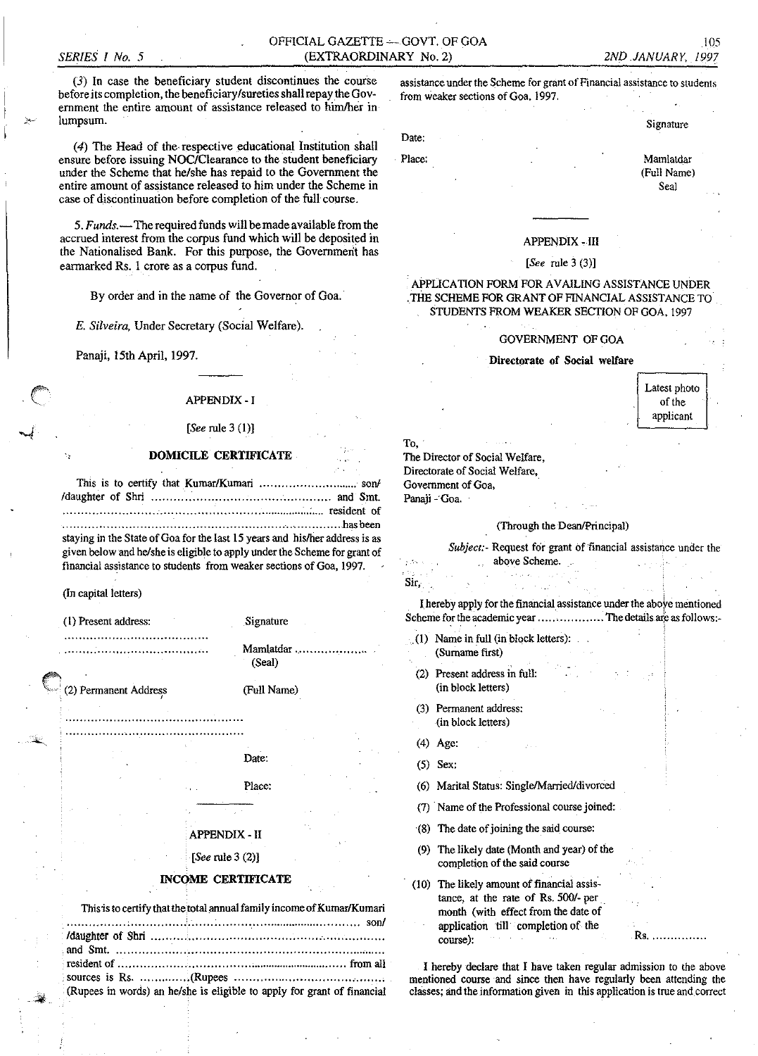(3) In case the beneficiary student discontinues the course before its completion, the beneficiary/sureties shall repay the Government the entire amount of assistance released to him/her in lumpsum.

(4) The Head of the respective educational Institution shall ensure before issuing NOC/Clearance to the student beneficiary under the Scheme that he/she has repaid to the Government the entire amount of assistance released to him under the Scheme in case of discontinuation before completion of the full course.

5. *Funds.*— The required funds will be made available from the accrued interest from the corpus fund which will be deposited in the Nationalised Bank. For this purpose, the Government has earmarked Rs. 1 crore as a corpus fund.

By order and in the name of the Governor of Goa.

*E. Silveira*, Under Secretary (Social Welfare).

Panaji, 15th April, 1997.

---

## APPENDIX - I

[*See* rule 3 (1)]

### DOMICILE CERTIFICATE

This is to certify that Kumar/Kumari .......................... son/ /daughter of Shri ........................................... and Smt. ........................................................................ resident of ........................................................................ has been staying in the State of Goa for the last 15 years and his/her address is as given below and he/she is eligible to apply under the Scheme for grant of financial assistance to students from weaker sections of Goa, 1997.

(In capital letters)

(1) Present address:

.......................................

.......................................

(2) Permanent Address

...............................................

...............................................

Signature

Mamlatdar ....................

(Seal)

(Full Name)

Date:

Place:

---

## APPENDIX - II

[*See* rule 3 (2)]

### INCOME CERTIFICATE

This is to certify that the total annual family income of Kumar/Kumari ........................................................................ son/ /daughter of Shri ........................................................ and Smt. ........................................................................ resident of ........................................................ from all sources is Rs. .............(Rupees ........................................ (Rupees in words) an he/she is eligible to apply for grant of financial assistance under the Scheme for grant of Financial assistance to students from weaker sections of Goa, 1997.

Signature

Date:

Place:

Mamlatdar

(Full Name)

Seal

---

## APPENDIX - III

[*See* rule 3 (3)]

### APPLICATION FORM FOR AVAILING ASSISTANCE UNDER THE SCHEME FOR GRANT OF FINANCIAL ASSISTANCE TO STUDENTS FROM WEAKER SECTION OF GOA, 1997

GOVERNMENT OF GOA

**Directorate of Social welfare**

Latest photo of the applicant

To,
The Director of Social Welfare,
Directorate of Social Welfare,
Government of Goa,
Panaji - Goa.

(Through the Dean/Principal)

*Subject*:- Request for grant of financial assistance under the above Scheme.

Sir,

I hereby apply for the financial assistance under the above mentioned Scheme for the academic year ................. The details are as follows:-

(1) Name in full (in block letters): (Surname first)

(2) Present address in full: (in block letters)

(3) Permanent address: (in block letters)

(4) Age:

(5) Sex:

(6) Marital Status: Single/Married/divorced

(7) Name of the Professional course joined:

(8) The date of joining the said course:

(9) The likely date (Month and year) of the completion of the said course

(10) The likely amount of financial assistance, at the rate of Rs. 500/- per month (with effect from the date of application till completion of the course): Rs. ..............

I hereby declare that I have taken regular admission to the above mentioned course and since then have regularly been attending the classes; and the information given in this application is true and correct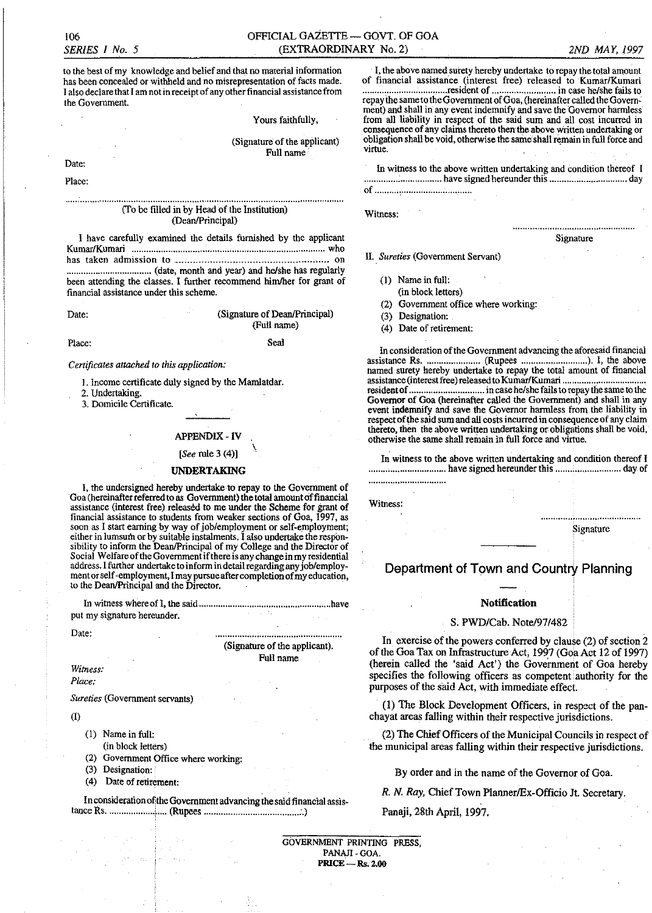to the best of my knowledge and belief and that no material information has been concealed or withheld and no misrepresentation of facts made. I also declare that I am not in receipt of any other financial assistance from the Government.

Yours faithfully,

(Signature of the applicant)
Full name

Date:

Place:

.................................................................................................................

(To be filled in by Head of the Institution)
(Dean/Principal)

I have carefully examined the details furnished by the applicant Kumar/Kumari ............................................................................ who has taken admission to ...................................................... on ................................. (date, month and year) and he/she has regularly been attending the classes. I further recommend him/her for grant of financial assistance under this scheme.

Date: (Signature of Dean/Principal)
(Full name)

Place: Seal

*Certificates attached to this application:*

1. Income certificate duly signed by the Mamlatdar.
2. Undertaking.
3. Domicile Certificate.

## APPENDIX - IV

[*See* rule 3 (4)]

### UNDERTAKING

I, the undersigned hereby undertake to repay to the Government of Goa (hereinafter referred to as Government) the total amount of financial assistance (interest free) released to me under the Scheme for grant of financial assistance to students from weaker sections of Goa, 1997, as soon as I start earning by way of job/employment or self-employment; either in lumsum or by suitable instalments. I also undertake the responsibility to inform the Dean/Principal of my College and the Director of Social Welfare of the Government if there is any change in my residential address. I further undertake to inform in detail regarding any job/employment or self-employment, I may pursue after completion of my education, to the Dean/Principal and the Director.

In witness where of I, the said ......................................................have put my signature hereunder.

Date: ....................................................

(Signature of the applicant).
Full name

*Witness:*

*Place:*

*Sureties* (Government servants)

(I)

(1) Name in full:
(in block letters)
(2) Government Office where working:
(3) Designation:
(4) Date of retirement:

In consideration of the Government advancing the said financial assistance Rs. ........................ (Rupees ........................................)

I, the above named surety hereby undertake to repay the total amount of financial assistance (interest free) released to Kumar/Kumari ...................................resident of ........................... in case he/she fails to repay the same to the Government of Goa, (hereinafter called the Government) and shall in any event indemnify and save the Governor harmless from all liability in respect of the said sum and all cost incurred in consequence of any claims thereto then the above written undertaking or obligation shall be void, otherwise the same shall remain in full force and virtue.

In witness to the above written undertaking and condition thereof I ................................ have signed hereunder this ................................ day of .........................................

Witness:

....................................................
Signature

II. *Sureties* (Government Servant)

(1) Name in full:
(in block letters)
(2) Government office where working:
(3) Designation:
(4) Date of retirement:

In consideration of the Government advancing the aforesaid financial assistance Rs. ...................... (Rupees ...........................). I, the above named surety hereby undertake to repay the total amount of financial assistance (interest free) released to Kumar/Kumari .................................. resident of .............................. in case he/she fails to repay the same to the Governor of Goa (hereinafter called the Government) and shall in any event indemnify and save the Governor harmless from the liability in respect of the said sum and all costs incurred in consequence of any claim thereto, then the above written undertaking or obligations shall be void, otherwise the same shall remain in full force and virtue.

In witness to the above written undertaking and condition thereof I ............................... have signed hereunder this .......................... day of ................................

Witness:

.........................................
Signature

## Department of Town and Country Planning

### Notification

S. PWD/Cab. Note/97/482

In exercise of the powers conferred by clause (2) of section 2 of the Goa Tax on Infrastructure Act, 1997 (Goa Act 12 of 1997) (herein called the 'said Act') the Government of Goa hereby specifies the following officers as competent authority for the purposes of the said Act, with immediate effect.

(1) The Block Development Officers, in respect of the panchayat areas falling within their respective jurisdictions.

(2) The Chief Officers of the Municipal Councils in respect of the municipal areas falling within their respective jurisdictions.

By order and in the name of the Governor of Goa.

*R. N. Ray*, Chief Town Planner/Ex-Officio Jt. Secretary.

Panaji, 28th April, 1997.

GOVERNMENT PRINTING PRESS,
PANAJI - GOA.
**PRICE — Rs. 2.00**